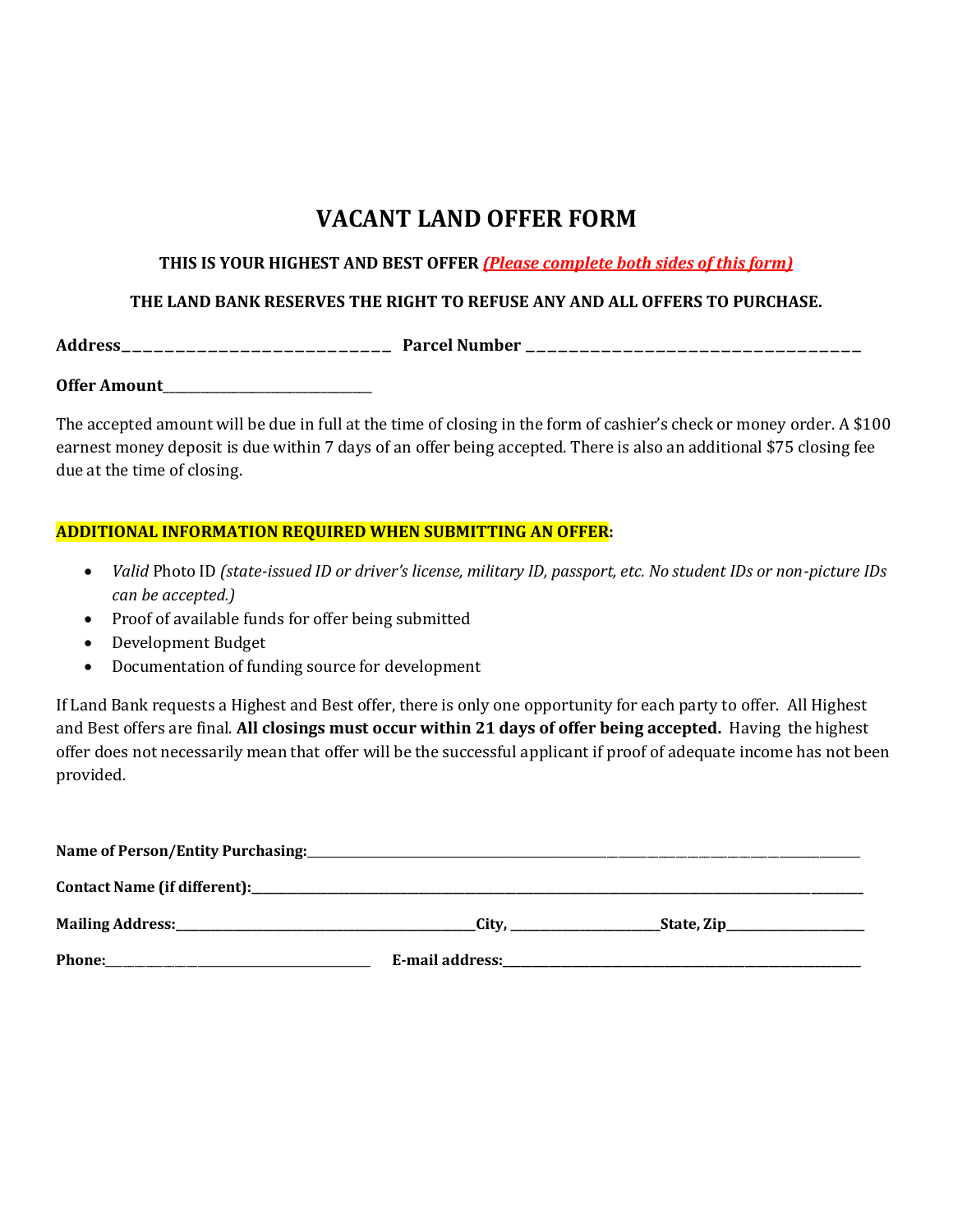# VACANT LAND OFFER FORM

**THIS IS YOUR HIGHEST AND BEST OFFER** ***(Please complete both sides of this form)***

**THE LAND BANK RESERVES THE RIGHT TO REFUSE ANY AND ALL OFFERS TO PURCHASE.**

**Address**_____________________________ **Parcel Number** _________________________________

**Offer Amount**______________________________

The accepted amount will be due in full at the time of closing in the form of cashier's check or money order. A $100 earnest money deposit is due within 7 days of an offer being accepted. There is also an additional $75 closing fee due at the time of closing.

**ADDITIONAL INFORMATION REQUIRED WHEN SUBMITTING AN OFFER:**

- *Valid* Photo ID *(state-issued ID or driver's license, military ID, passport, etc. No student IDs or non-picture IDs can be accepted.)*
- Proof of available funds for offer being submitted
- Development Budget
- Documentation of funding source for development

If Land Bank requests a Highest and Best offer, there is only one opportunity for each party to offer. All Highest and Best offers are final. **All closings must occur within 21 days of offer being accepted.** Having the highest offer does not necessarily mean that offer will be the successful applicant if proof of adequate income has not been provided.

**Name of Person/Entity Purchasing:**_______________________________________________

**Contact Name (if different):**_______________________________________________

**Mailing Address:**_________________________**City,** ______________**State, Zip**______________

**Phone:**_________________________ **E-mail address:**_______________________________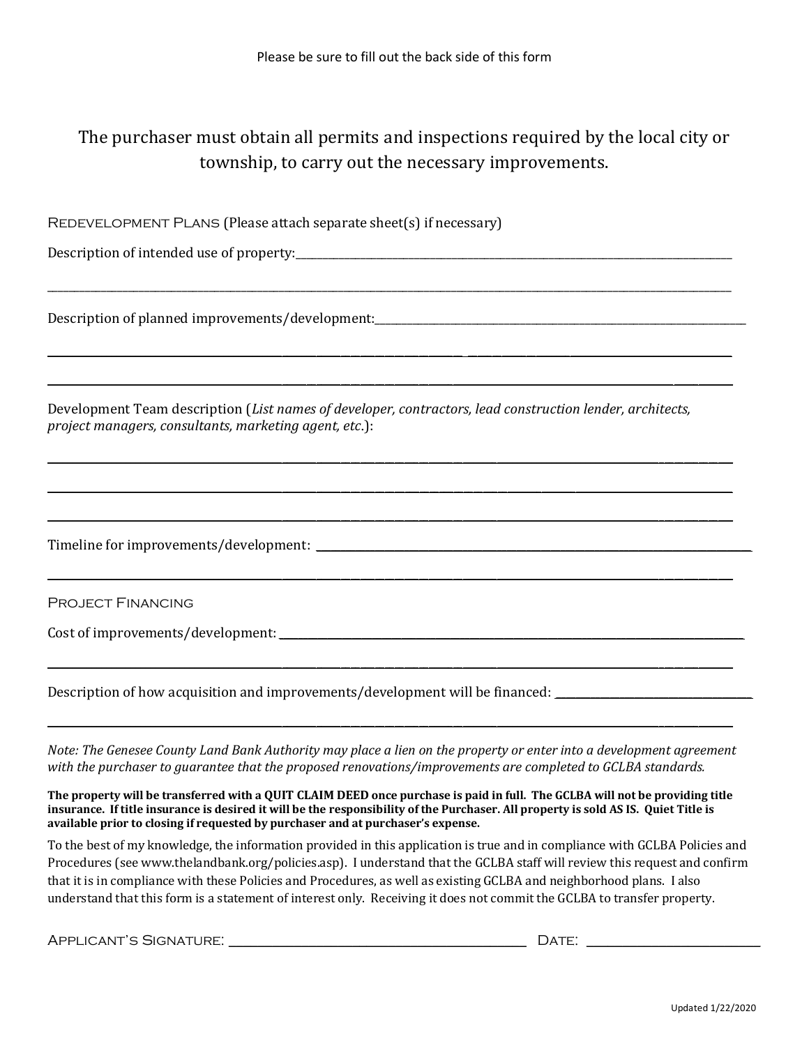Please be sure to fill out the back side of this form

The purchaser must obtain all permits and inspections required by the local city or township, to carry out the necessary improvements.

Redevelopment Plans (Please attach separate sheet(s) if necessary)

Description of intended use of property:___________________________________________________________

______________________________________________________________________________________

Description of planned improvements/development:__________________________________________________

______________________________________________________________________________________

______________________________________________________________________________________

Development Team description (*List names of developer, contractors, lead construction lender, architects, project managers, consultants, marketing agent, etc.*):

______________________________________________________________________________________

______________________________________________________________________________________

______________________________________________________________________________________

Timeline for improvements/development: _________________________________________________________

______________________________________________________________________________________

Project Financing

Cost of improvements/development: _____________________________________________________________

______________________________________________________________________________________

Description of how acquisition and improvements/development will be financed: ____________________________

______________________________________________________________________________________

*Note: The Genesee County Land Bank Authority may place a lien on the property or enter into a development agreement with the purchaser to guarantee that the proposed renovations/improvements are completed to GCLBA standards.*

**The property will be transferred with a QUIT CLAIM DEED once purchase is paid in full. The GCLBA will not be providing title insurance. If title insurance is desired it will be the responsibility of the Purchaser. All property is sold AS IS. Quiet Title is available prior to closing if requested by purchaser and at purchaser's expense.**

To the best of my knowledge, the information provided in this application is true and in compliance with GCLBA Policies and Procedures (see www.thelandbank.org/policies.asp). I understand that the GCLBA staff will review this request and confirm that it is in compliance with these Policies and Procedures, as well as existing GCLBA and neighborhood plans. I also understand that this form is a statement of interest only. Receiving it does not commit the GCLBA to transfer property.

Applicant's Signature: ________________________________ Date: ____________________

Updated 1/22/2020